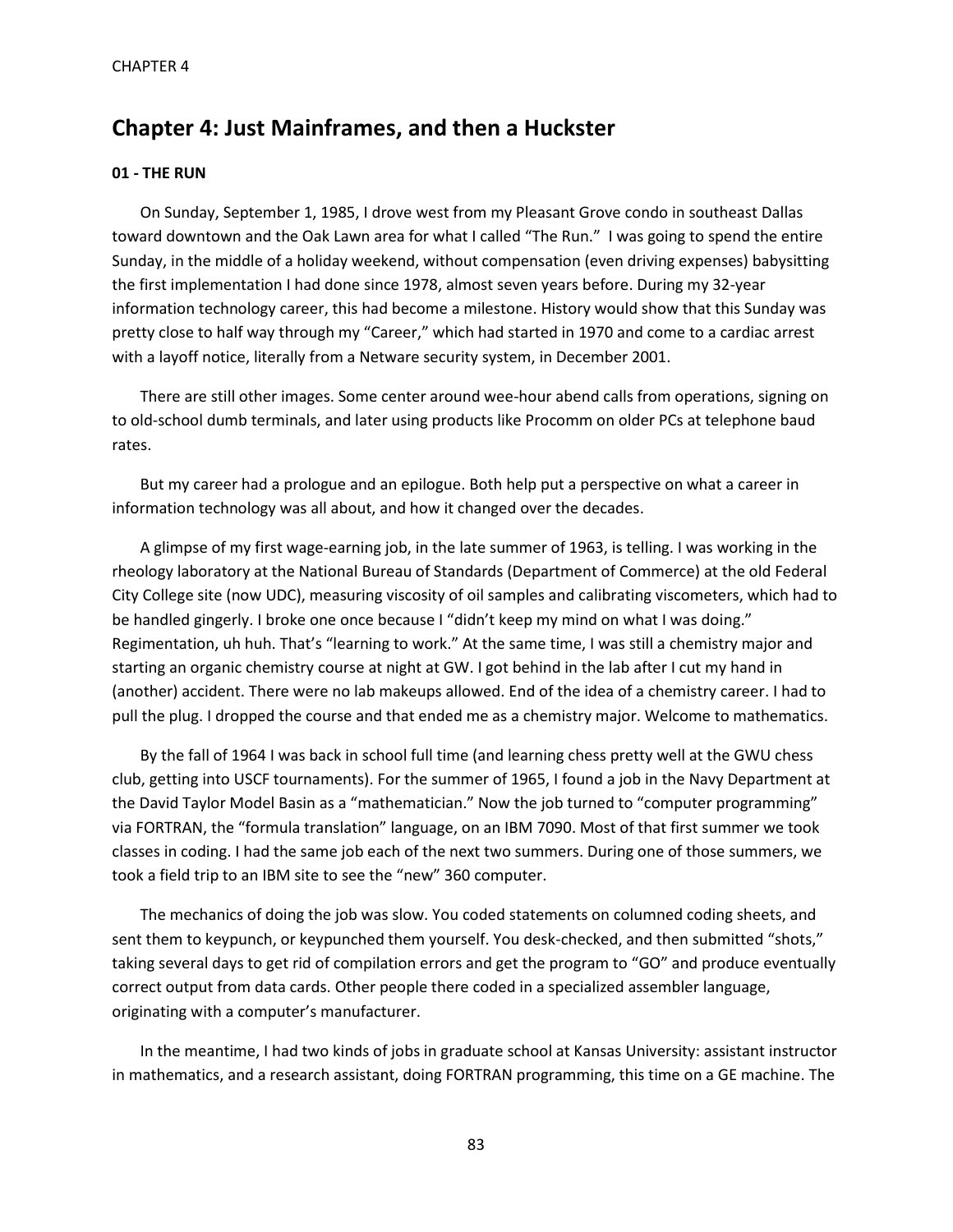# Chapter 4: Just Mainframes, and then a Huckster

### 01 - THE RUN

On Sunday, September 1, 1985, I drove west from my Pleasant Grove condo in southeast Dallas toward downtown and the Oak Lawn area for what I called "The Run." I was going to spend the entire Sunday, in the middle of a holiday weekend, without compensation (even driving expenses) babysitting the first implementation I had done since 1978, almost seven years before. During my 32-year information technology career, this had become a milestone. History would show that this Sunday was pretty close to half way through my "Career," which had started in 1970 and come to a cardiac arrest with a layoff notice, literally from a Netware security system, in December 2001.

There are still other images. Some center around wee-hour abend calls from operations, signing on to old-school dumb terminals, and later using products like Procomm on older PCs at telephone baud rates.

But my career had a prologue and an epilogue. Both help put a perspective on what a career in information technology was all about, and how it changed over the decades.

A glimpse of my first wage-earning job, in the late summer of 1963, is telling. I was working in the rheology laboratory at the National Bureau of Standards (Department of Commerce) at the old Federal City College site (now UDC), measuring viscosity of oil samples and calibrating viscometers, which had to be handled gingerly. I broke one once because I "didn't keep my mind on what I was doing." Regimentation, uh huh. That's "learning to work." At the same time, I was still a chemistry major and starting an organic chemistry course at night at GW. I got behind in the lab after I cut my hand in (another) accident. There were no lab makeups allowed. End of the idea of a chemistry career. I had to pull the plug. I dropped the course and that ended me as a chemistry major. Welcome to mathematics.

By the fall of 1964 I was back in school full time (and learning chess pretty well at the GWU chess club, getting into USCF tournaments). For the summer of 1965, I found a job in the Navy Department at the David Taylor Model Basin as a "mathematician." Now the job turned to "computer programming" via FORTRAN, the "formula translation" language, on an IBM 7090. Most of that first summer we took classes in coding. I had the same job each of the next two summers. During one of those summers, we took a field trip to an IBM site to see the "new" 360 computer.

The mechanics of doing the job was slow. You coded statements on columned coding sheets, and sent them to keypunch, or keypunched them yourself. You desk-checked, and then submitted "shots," taking several days to get rid of compilation errors and get the program to "GO" and produce eventually correct output from data cards. Other people there coded in a specialized assembler language, originating with a computer's manufacturer.

In the meantime, I had two kinds of jobs in graduate school at Kansas University: assistant instructor in mathematics, and a research assistant, doing FORTRAN programming, this time on a GE machine. The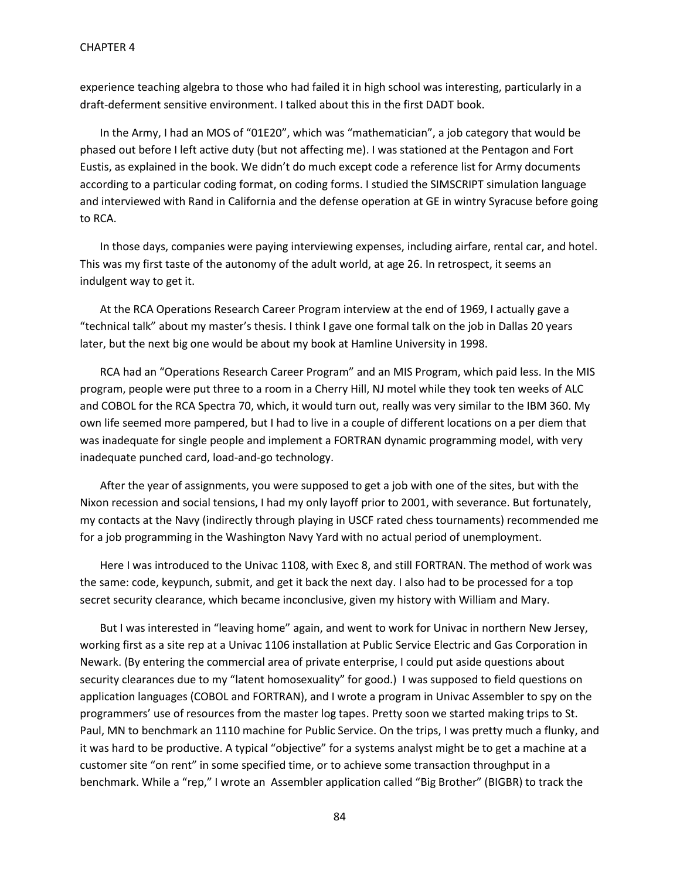experience teaching algebra to those who had failed it in high school was interesting, particularly in a draft-deferment sensitive environment. I talked about this in the first DADT book.

In the Army, I had an MOS of "01E20", which was "mathematician", a job category that would be phased out before I left active duty (but not affecting me). I was stationed at the Pentagon and Fort Eustis, as explained in the book. We didn't do much except code a reference list for Army documents according to a particular coding format, on coding forms. I studied the SIMSCRIPT simulation language and interviewed with Rand in California and the defense operation at GE in wintry Syracuse before going to RCA.

In those days, companies were paying interviewing expenses, including airfare, rental car, and hotel. This was my first taste of the autonomy of the adult world, at age 26. In retrospect, it seems an indulgent way to get it.

At the RCA Operations Research Career Program interview at the end of 1969, I actually gave a "technical talk" about my master's thesis. I think I gave one formal talk on the job in Dallas 20 years later, but the next big one would be about my book at Hamline University in 1998.

RCA had an "Operations Research Career Program" and an MIS Program, which paid less. In the MIS program, people were put three to a room in a Cherry Hill, NJ motel while they took ten weeks of ALC and COBOL for the RCA Spectra 70, which, it would turn out, really was very similar to the IBM 360. My own life seemed more pampered, but I had to live in a couple of different locations on a per diem that was inadequate for single people and implement a FORTRAN dynamic programming model, with very inadequate punched card, load-and-go technology.

After the year of assignments, you were supposed to get a job with one of the sites, but with the Nixon recession and social tensions, I had my only layoff prior to 2001, with severance. But fortunately, my contacts at the Navy (indirectly through playing in USCF rated chess tournaments) recommended me for a job programming in the Washington Navy Yard with no actual period of unemployment.

Here I was introduced to the Univac 1108, with Exec 8, and still FORTRAN. The method of work was the same: code, keypunch, submit, and get it back the next day. I also had to be processed for a top secret security clearance, which became inconclusive, given my history with William and Mary.

But I was interested in "leaving home" again, and went to work for Univac in northern New Jersey, working first as a site rep at a Univac 1106 installation at Public Service Electric and Gas Corporation in Newark. (By entering the commercial area of private enterprise, I could put aside questions about security clearances due to my "latent homosexuality" for good.) I was supposed to field questions on application languages (COBOL and FORTRAN), and I wrote a program in Univac Assembler to spy on the programmers' use of resources from the master log tapes. Pretty soon we started making trips to St. Paul, MN to benchmark an 1110 machine for Public Service. On the trips, I was pretty much a flunky, and it was hard to be productive. A typical "objective" for a systems analyst might be to get a machine at a customer site "on rent" in some specified time, or to achieve some transaction throughput in a benchmark. While a "rep," I wrote an Assembler application called "Big Brother" (BIGBR) to track the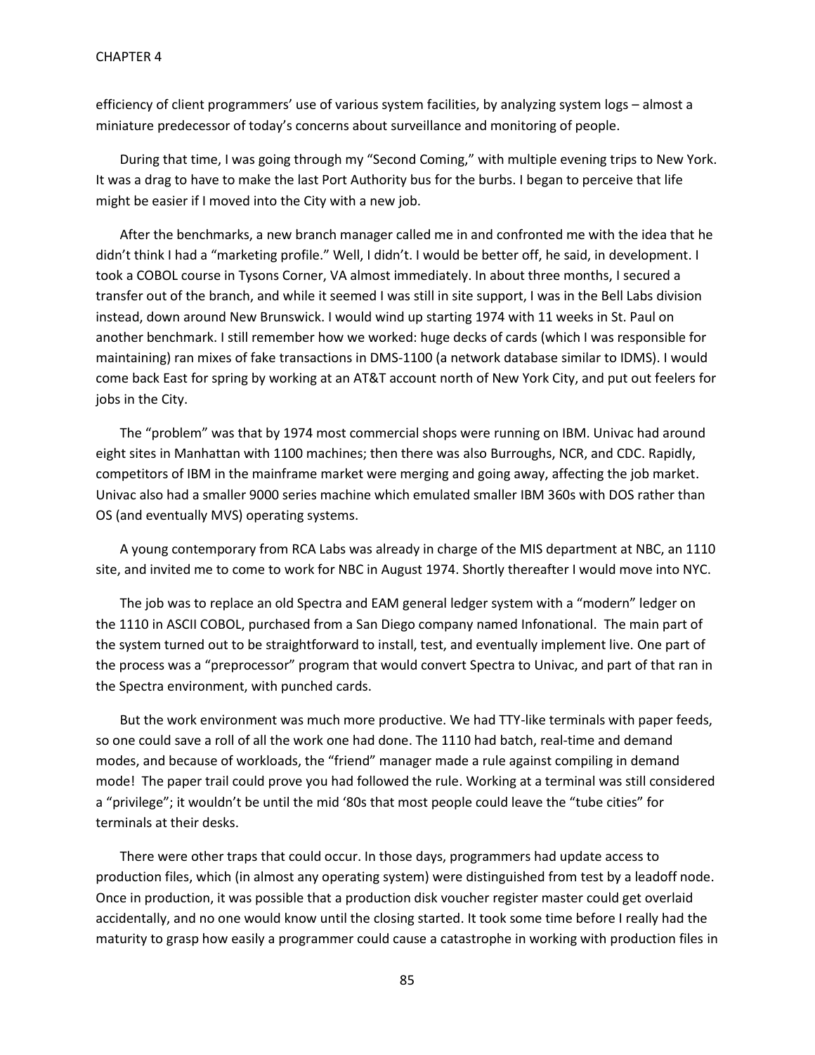efficiency of client programmers' use of various system facilities, by analyzing system logs – almost a miniature predecessor of today's concerns about surveillance and monitoring of people.

During that time, I was going through my "Second Coming," with multiple evening trips to New York. It was a drag to have to make the last Port Authority bus for the burbs. I began to perceive that life might be easier if I moved into the City with a new job.

After the benchmarks, a new branch manager called me in and confronted me with the idea that he didn't think I had a "marketing profile." Well, I didn't. I would be better off, he said, in development. I took a COBOL course in Tysons Corner, VA almost immediately. In about three months, I secured a transfer out of the branch, and while it seemed I was still in site support, I was in the Bell Labs division instead, down around New Brunswick. I would wind up starting 1974 with 11 weeks in St. Paul on another benchmark. I still remember how we worked: huge decks of cards (which I was responsible for maintaining) ran mixes of fake transactions in DMS-1100 (a network database similar to IDMS). I would come back East for spring by working at an AT&T account north of New York City, and put out feelers for jobs in the City.

The "problem" was that by 1974 most commercial shops were running on IBM. Univac had around eight sites in Manhattan with 1100 machines; then there was also Burroughs, NCR, and CDC. Rapidly, competitors of IBM in the mainframe market were merging and going away, affecting the job market. Univac also had a smaller 9000 series machine which emulated smaller IBM 360s with DOS rather than OS (and eventually MVS) operating systems.

A young contemporary from RCA Labs was already in charge of the MIS department at NBC, an 1110 site, and invited me to come to work for NBC in August 1974. Shortly thereafter I would move into NYC.

The job was to replace an old Spectra and EAM general ledger system with a "modern" ledger on the 1110 in ASCII COBOL, purchased from a San Diego company named Infonational. The main part of the system turned out to be straightforward to install, test, and eventually implement live. One part of the process was a "preprocessor" program that would convert Spectra to Univac, and part of that ran in the Spectra environment, with punched cards.

But the work environment was much more productive. We had TTY-like terminals with paper feeds, so one could save a roll of all the work one had done. The 1110 had batch, real-time and demand modes, and because of workloads, the "friend" manager made a rule against compiling in demand mode! The paper trail could prove you had followed the rule. Working at a terminal was still considered a "privilege"; it wouldn't be until the mid '80s that most people could leave the "tube cities" for terminals at their desks.

There were other traps that could occur. In those days, programmers had update access to production files, which (in almost any operating system) were distinguished from test by a leadoff node. Once in production, it was possible that a production disk voucher register master could get overlaid accidentally, and no one would know until the closing started. It took some time before I really had the maturity to grasp how easily a programmer could cause a catastrophe in working with production files in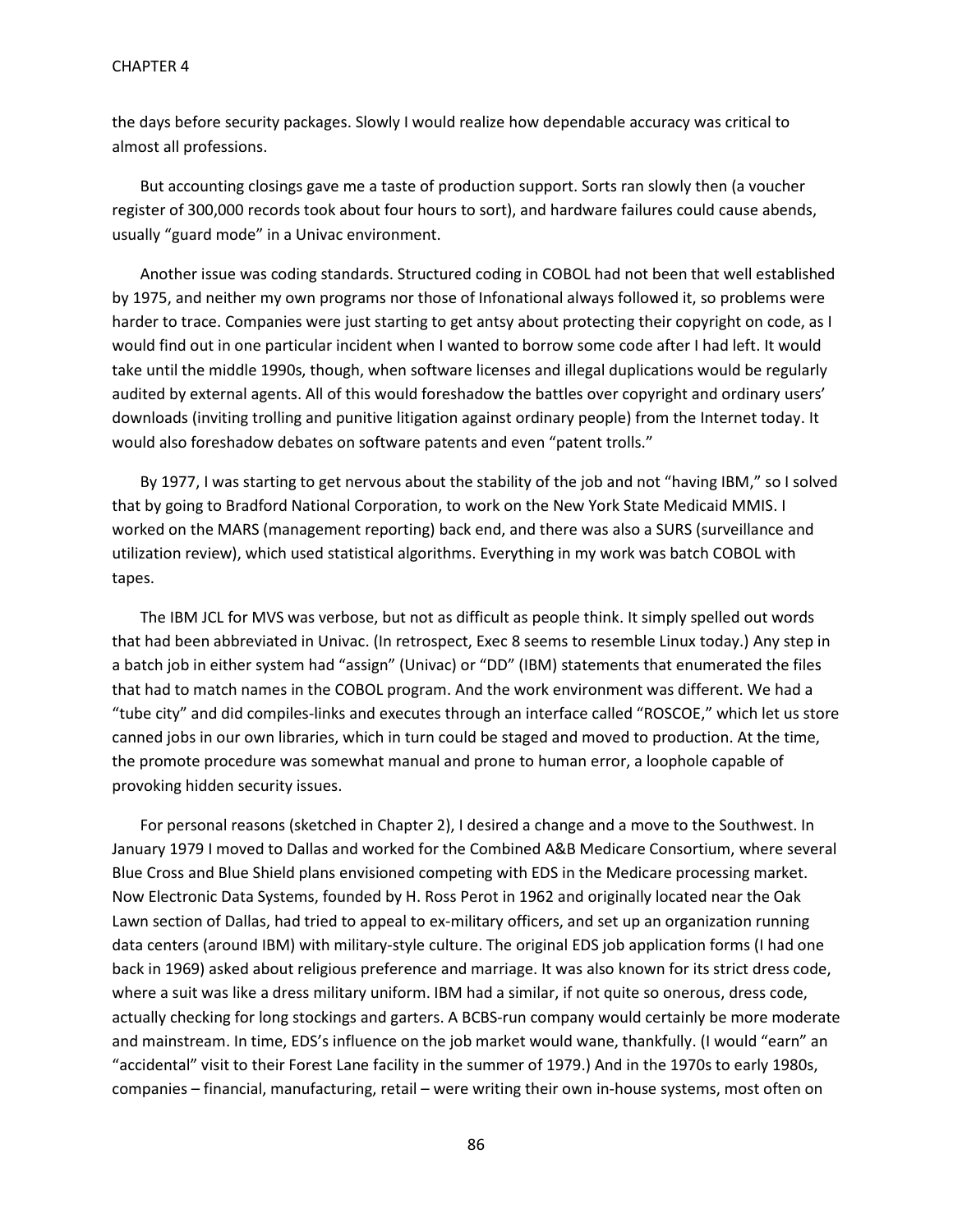the days before security packages. Slowly I would realize how dependable accuracy was critical to almost all professions.

But accounting closings gave me a taste of production support. Sorts ran slowly then (a voucher register of 300,000 records took about four hours to sort), and hardware failures could cause abends, usually "guard mode" in a Univac environment.

Another issue was coding standards. Structured coding in COBOL had not been that well established by 1975, and neither my own programs nor those of Infonational always followed it, so problems were harder to trace. Companies were just starting to get antsy about protecting their copyright on code, as I would find out in one particular incident when I wanted to borrow some code after I had left. It would take until the middle 1990s, though, when software licenses and illegal duplications would be regularly audited by external agents. All of this would foreshadow the battles over copyright and ordinary users' downloads (inviting trolling and punitive litigation against ordinary people) from the Internet today. It would also foreshadow debates on software patents and even "patent trolls."

By 1977, I was starting to get nervous about the stability of the job and not "having IBM," so I solved that by going to Bradford National Corporation, to work on the New York State Medicaid MMIS. I worked on the MARS (management reporting) back end, and there was also a SURS (surveillance and utilization review), which used statistical algorithms. Everything in my work was batch COBOL with tapes.

The IBM JCL for MVS was verbose, but not as difficult as people think. It simply spelled out words that had been abbreviated in Univac. (In retrospect, Exec 8 seems to resemble Linux today.) Any step in a batch job in either system had "assign" (Univac) or "DD" (IBM) statements that enumerated the files that had to match names in the COBOL program. And the work environment was different. We had a "tube city" and did compiles-links and executes through an interface called "ROSCOE," which let us store canned jobs in our own libraries, which in turn could be staged and moved to production. At the time, the promote procedure was somewhat manual and prone to human error, a loophole capable of provoking hidden security issues.

For personal reasons (sketched in Chapter 2), I desired a change and a move to the Southwest. In January 1979 I moved to Dallas and worked for the Combined A&B Medicare Consortium, where several Blue Cross and Blue Shield plans envisioned competing with EDS in the Medicare processing market. Now Electronic Data Systems, founded by H. Ross Perot in 1962 and originally located near the Oak Lawn section of Dallas, had tried to appeal to ex-military officers, and set up an organization running data centers (around IBM) with military-style culture. The original EDS job application forms (I had one back in 1969) asked about religious preference and marriage. It was also known for its strict dress code, where a suit was like a dress military uniform. IBM had a similar, if not quite so onerous, dress code, actually checking for long stockings and garters. A BCBS-run company would certainly be more moderate and mainstream. In time, EDS's influence on the job market would wane, thankfully. (I would "earn" an "accidental" visit to their Forest Lane facility in the summer of 1979.) And in the 1970s to early 1980s, companies – financial, manufacturing, retail – were writing their own in-house systems, most often on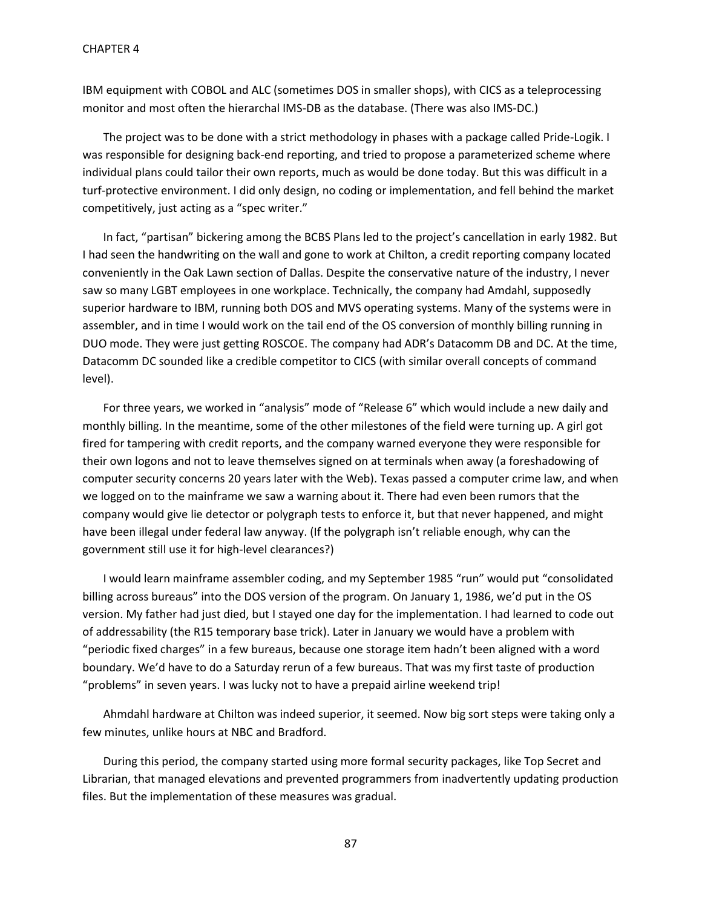IBM equipment with COBOL and ALC (sometimes DOS in smaller shops), with CICS as a teleprocessing monitor and most often the hierarchal IMS-DB as the database. (There was also IMS-DC.)

The project was to be done with a strict methodology in phases with a package called Pride-Logik. I was responsible for designing back-end reporting, and tried to propose a parameterized scheme where individual plans could tailor their own reports, much as would be done today. But this was difficult in a turf-protective environment. I did only design, no coding or implementation, and fell behind the market competitively, just acting as a "spec writer."

In fact, "partisan" bickering among the BCBS Plans led to the project's cancellation in early 1982. But I had seen the handwriting on the wall and gone to work at Chilton, a credit reporting company located conveniently in the Oak Lawn section of Dallas. Despite the conservative nature of the industry, I never saw so many LGBT employees in one workplace. Technically, the company had Amdahl, supposedly superior hardware to IBM, running both DOS and MVS operating systems. Many of the systems were in assembler, and in time I would work on the tail end of the OS conversion of monthly billing running in DUO mode. They were just getting ROSCOE. The company had ADR's Datacomm DB and DC. At the time, Datacomm DC sounded like a credible competitor to CICS (with similar overall concepts of command level).

For three years, we worked in "analysis" mode of "Release 6" which would include a new daily and monthly billing. In the meantime, some of the other milestones of the field were turning up. A girl got fired for tampering with credit reports, and the company warned everyone they were responsible for their own logons and not to leave themselves signed on at terminals when away (a foreshadowing of computer security concerns 20 years later with the Web). Texas passed a computer crime law, and when we logged on to the mainframe we saw a warning about it. There had even been rumors that the company would give lie detector or polygraph tests to enforce it, but that never happened, and might have been illegal under federal law anyway. (If the polygraph isn't reliable enough, why can the government still use it for high-level clearances?)

I would learn mainframe assembler coding, and my September 1985 "run" would put "consolidated billing across bureaus" into the DOS version of the program. On January 1, 1986, we'd put in the OS version. My father had just died, but I stayed one day for the implementation. I had learned to code out of addressability (the R15 temporary base trick). Later in January we would have a problem with "periodic fixed charges" in a few bureaus, because one storage item hadn't been aligned with a word boundary. We'd have to do a Saturday rerun of a few bureaus. That was my first taste of production "problems" in seven years. I was lucky not to have a prepaid airline weekend trip!

Ahmdahl hardware at Chilton was indeed superior, it seemed. Now big sort steps were taking only a few minutes, unlike hours at NBC and Bradford.

During this period, the company started using more formal security packages, like Top Secret and Librarian, that managed elevations and prevented programmers from inadvertently updating production files. But the implementation of these measures was gradual.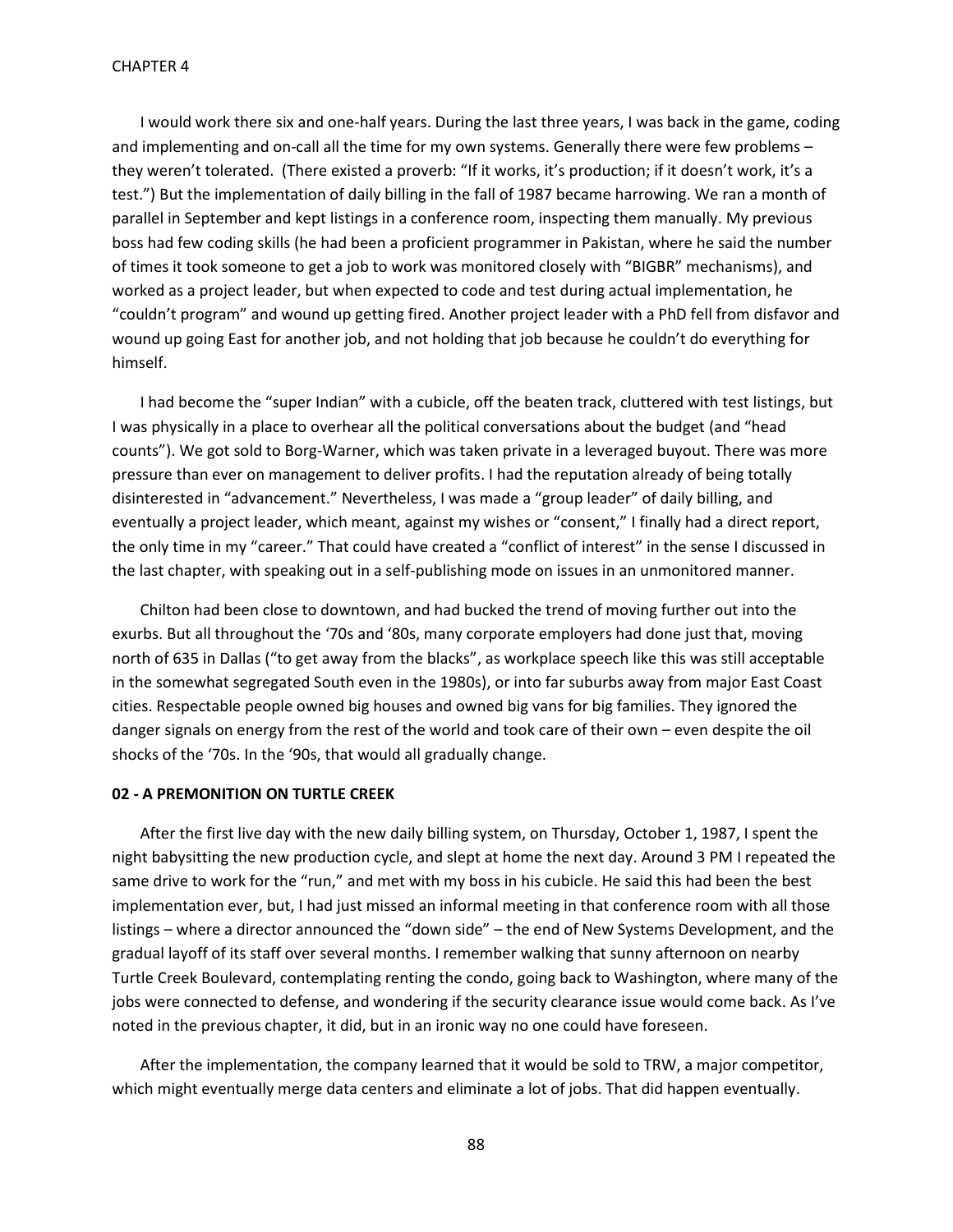I would work there six and one-half years. During the last three years, I was back in the game, coding and implementing and on-call all the time for my own systems. Generally there were few problems – they weren't tolerated. (There existed a proverb: "If it works, it's production; if it doesn't work, it's a test.") But the implementation of daily billing in the fall of 1987 became harrowing. We ran a month of parallel in September and kept listings in a conference room, inspecting them manually. My previous boss had few coding skills (he had been a proficient programmer in Pakistan, where he said the number of times it took someone to get a job to work was monitored closely with "BIGBR" mechanisms), and worked as a project leader, but when expected to code and test during actual implementation, he "couldn't program" and wound up getting fired. Another project leader with a PhD fell from disfavor and wound up going East for another job, and not holding that job because he couldn't do everything for himself.

I had become the "super Indian" with a cubicle, off the beaten track, cluttered with test listings, but I was physically in a place to overhear all the political conversations about the budget (and "head counts"). We got sold to Borg-Warner, which was taken private in a leveraged buyout. There was more pressure than ever on management to deliver profits. I had the reputation already of being totally disinterested in "advancement." Nevertheless, I was made a "group leader" of daily billing, and eventually a project leader, which meant, against my wishes or "consent," I finally had a direct report, the only time in my "career." That could have created a "conflict of interest" in the sense I discussed in the last chapter, with speaking out in a self-publishing mode on issues in an unmonitored manner.

Chilton had been close to downtown, and had bucked the trend of moving further out into the exurbs. But all throughout the '70s and '80s, many corporate employers had done just that, moving north of 635 in Dallas ("to get away from the blacks", as workplace speech like this was still acceptable in the somewhat segregated South even in the 1980s), or into far suburbs away from major East Coast cities. Respectable people owned big houses and owned big vans for big families. They ignored the danger signals on energy from the rest of the world and took care of their own – even despite the oil shocks of the '70s. In the '90s, that would all gradually change.

**02 - A PREMONITION ON TURTLE CREEK**

After the first live day with the new daily billing system, on Thursday, October 1, 1987, I spent the night babysitting the new production cycle, and slept at home the next day. Around 3 PM I repeated the same drive to work for the "run," and met with my boss in his cubicle. He said this had been the best implementation ever, but, I had just missed an informal meeting in that conference room with all those listings – where a director announced the "down side" – the end of New Systems Development, and the gradual layoff of its staff over several months. I remember walking that sunny afternoon on nearby Turtle Creek Boulevard, contemplating renting the condo, going back to Washington, where many of the jobs were connected to defense, and wondering if the security clearance issue would come back. As I've noted in the previous chapter, it did, but in an ironic way no one could have foreseen.

After the implementation, the company learned that it would be sold to TRW, a major competitor, which might eventually merge data centers and eliminate a lot of jobs. That did happen eventually.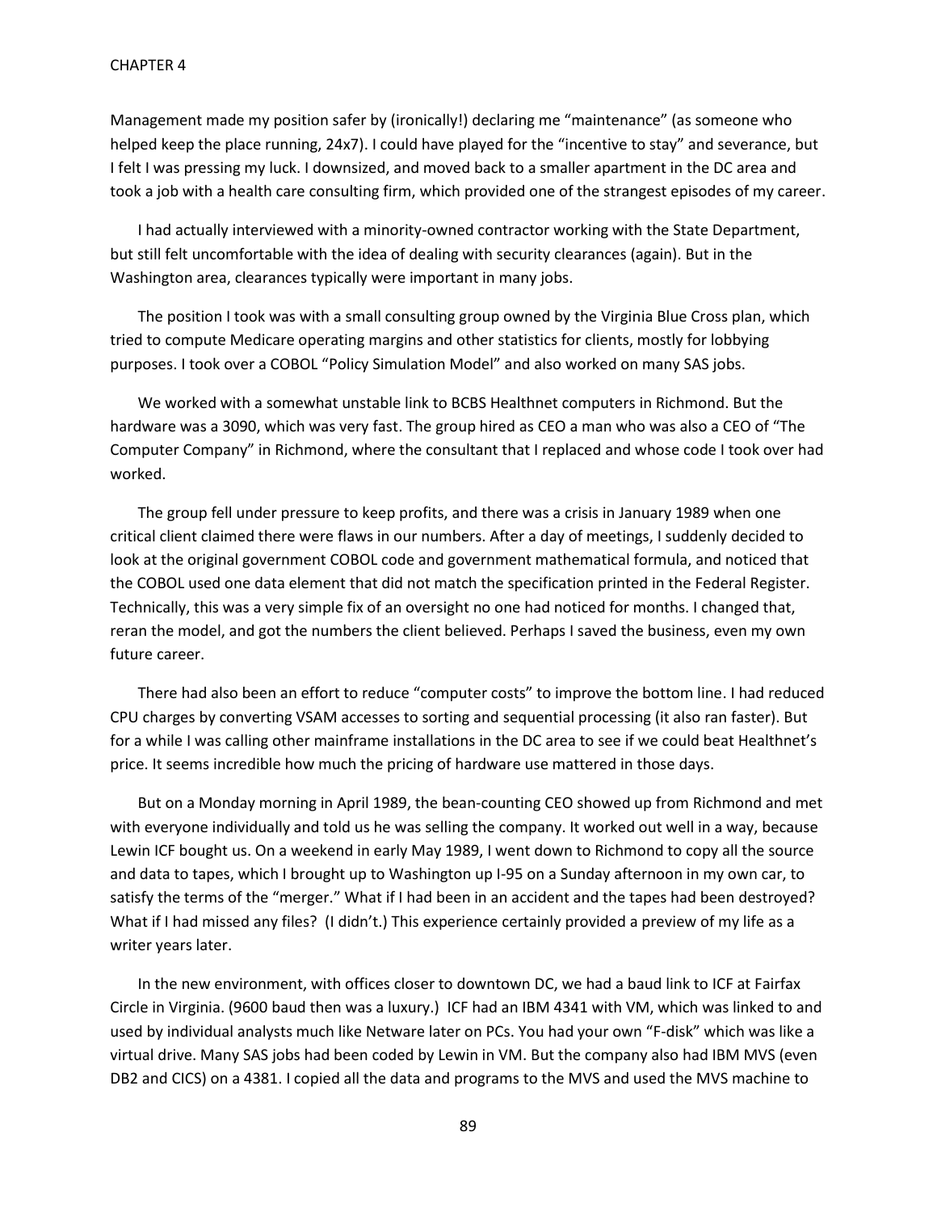Management made my position safer by (ironically!) declaring me "maintenance" (as someone who helped keep the place running, 24x7). I could have played for the "incentive to stay" and severance, but I felt I was pressing my luck. I downsized, and moved back to a smaller apartment in the DC area and took a job with a health care consulting firm, which provided one of the strangest episodes of my career.

I had actually interviewed with a minority-owned contractor working with the State Department, but still felt uncomfortable with the idea of dealing with security clearances (again). But in the Washington area, clearances typically were important in many jobs.

The position I took was with a small consulting group owned by the Virginia Blue Cross plan, which tried to compute Medicare operating margins and other statistics for clients, mostly for lobbying purposes. I took over a COBOL "Policy Simulation Model" and also worked on many SAS jobs.

We worked with a somewhat unstable link to BCBS Healthnet computers in Richmond. But the hardware was a 3090, which was very fast. The group hired as CEO a man who was also a CEO of "The Computer Company" in Richmond, where the consultant that I replaced and whose code I took over had worked.

The group fell under pressure to keep profits, and there was a crisis in January 1989 when one critical client claimed there were flaws in our numbers. After a day of meetings, I suddenly decided to look at the original government COBOL code and government mathematical formula, and noticed that the COBOL used one data element that did not match the specification printed in the Federal Register. Technically, this was a very simple fix of an oversight no one had noticed for months. I changed that, reran the model, and got the numbers the client believed. Perhaps I saved the business, even my own future career.

There had also been an effort to reduce "computer costs" to improve the bottom line. I had reduced CPU charges by converting VSAM accesses to sorting and sequential processing (it also ran faster). But for a while I was calling other mainframe installations in the DC area to see if we could beat Healthnet's price. It seems incredible how much the pricing of hardware use mattered in those days.

But on a Monday morning in April 1989, the bean-counting CEO showed up from Richmond and met with everyone individually and told us he was selling the company. It worked out well in a way, because Lewin ICF bought us. On a weekend in early May 1989, I went down to Richmond to copy all the source and data to tapes, which I brought up to Washington up I-95 on a Sunday afternoon in my own car, to satisfy the terms of the "merger." What if I had been in an accident and the tapes had been destroyed? What if I had missed any files? (I didn't.) This experience certainly provided a preview of my life as a writer years later.

In the new environment, with offices closer to downtown DC, we had a baud link to ICF at Fairfax Circle in Virginia. (9600 baud then was a luxury.) ICF had an IBM 4341 with VM, which was linked to and used by individual analysts much like Netware later on PCs. You had your own "F-disk" which was like a virtual drive. Many SAS jobs had been coded by Lewin in VM. But the company also had IBM MVS (even DB2 and CICS) on a 4381. I copied all the data and programs to the MVS and used the MVS machine to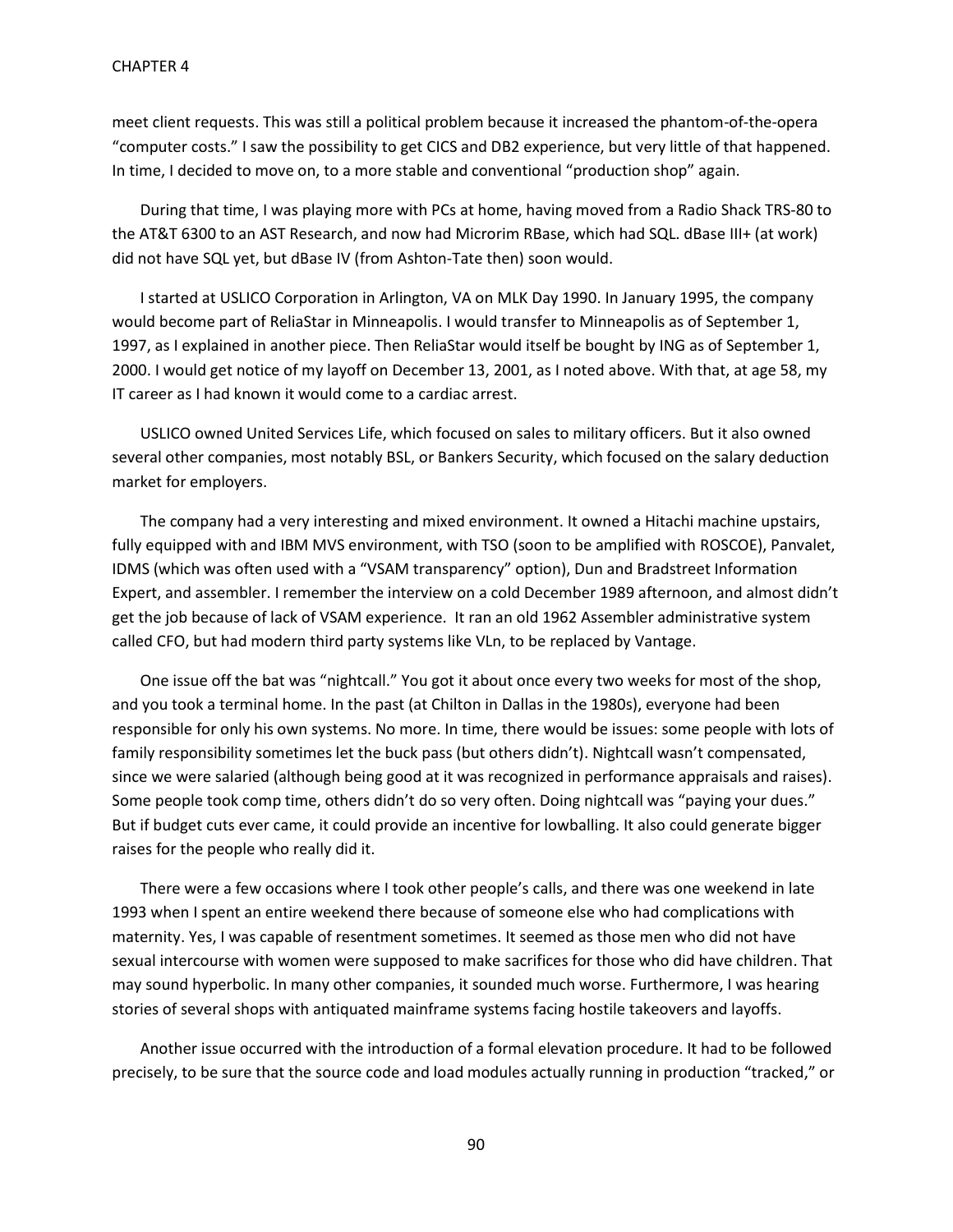meet client requests. This was still a political problem because it increased the phantom-of-the-opera "computer costs." I saw the possibility to get CICS and DB2 experience, but very little of that happened. In time, I decided to move on, to a more stable and conventional "production shop" again.

During that time, I was playing more with PCs at home, having moved from a Radio Shack TRS-80 to the AT&T 6300 to an AST Research, and now had Microrim RBase, which had SQL. dBase III+ (at work) did not have SQL yet, but dBase IV (from Ashton-Tate then) soon would.

I started at USLICO Corporation in Arlington, VA on MLK Day 1990. In January 1995, the company would become part of ReliaStar in Minneapolis. I would transfer to Minneapolis as of September 1, 1997, as I explained in another piece. Then ReliaStar would itself be bought by ING as of September 1, 2000. I would get notice of my layoff on December 13, 2001, as I noted above. With that, at age 58, my IT career as I had known it would come to a cardiac arrest.

USLICO owned United Services Life, which focused on sales to military officers. But it also owned several other companies, most notably BSL, or Bankers Security, which focused on the salary deduction market for employers.

The company had a very interesting and mixed environment. It owned a Hitachi machine upstairs, fully equipped with and IBM MVS environment, with TSO (soon to be amplified with ROSCOE), Panvalet, IDMS (which was often used with a "VSAM transparency" option), Dun and Bradstreet Information Expert, and assembler. I remember the interview on a cold December 1989 afternoon, and almost didn't get the job because of lack of VSAM experience. It ran an old 1962 Assembler administrative system called CFO, but had modern third party systems like VLn, to be replaced by Vantage.

One issue off the bat was "nightcall." You got it about once every two weeks for most of the shop, and you took a terminal home. In the past (at Chilton in Dallas in the 1980s), everyone had been responsible for only his own systems. No more. In time, there would be issues: some people with lots of family responsibility sometimes let the buck pass (but others didn't). Nightcall wasn't compensated, since we were salaried (although being good at it was recognized in performance appraisals and raises). Some people took comp time, others didn't do so very often. Doing nightcall was "paying your dues." But if budget cuts ever came, it could provide an incentive for lowballing. It also could generate bigger raises for the people who really did it.

There were a few occasions where I took other people's calls, and there was one weekend in late 1993 when I spent an entire weekend there because of someone else who had complications with maternity. Yes, I was capable of resentment sometimes. It seemed as those men who did not have sexual intercourse with women were supposed to make sacrifices for those who did have children. That may sound hyperbolic. In many other companies, it sounded much worse. Furthermore, I was hearing stories of several shops with antiquated mainframe systems facing hostile takeovers and layoffs.

Another issue occurred with the introduction of a formal elevation procedure. It had to be followed precisely, to be sure that the source code and load modules actually running in production "tracked," or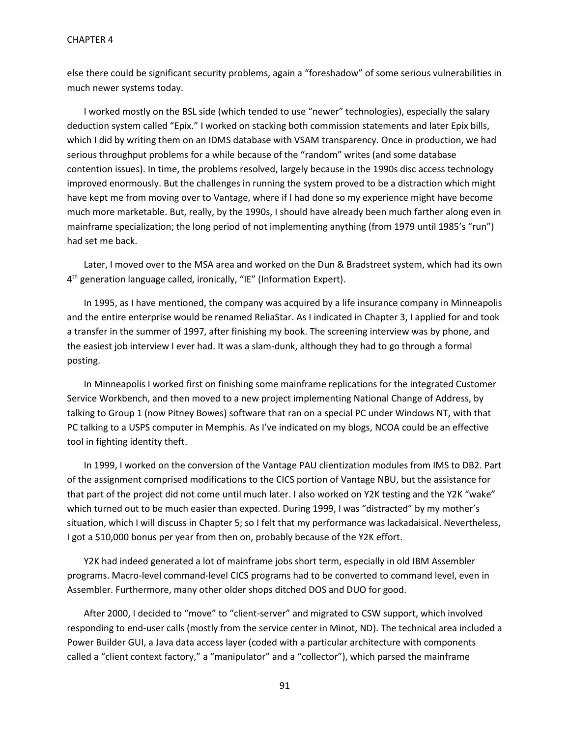else there could be significant security problems, again a "foreshadow" of some serious vulnerabilities in much newer systems today.

I worked mostly on the BSL side (which tended to use "newer" technologies), especially the salary deduction system called "Epix." I worked on stacking both commission statements and later Epix bills, which I did by writing them on an IDMS database with VSAM transparency. Once in production, we had serious throughput problems for a while because of the "random" writes (and some database contention issues). In time, the problems resolved, largely because in the 1990s disc access technology improved enormously. But the challenges in running the system proved to be a distraction which might have kept me from moving over to Vantage, where if I had done so my experience might have become much more marketable. But, really, by the 1990s, I should have already been much farther along even in mainframe specialization; the long period of not implementing anything (from 1979 until 1985's "run") had set me back.

Later, I moved over to the MSA area and worked on the Dun & Bradstreet system, which had its own 4th generation language called, ironically, "IE" (Information Expert).

In 1995, as I have mentioned, the company was acquired by a life insurance company in Minneapolis and the entire enterprise would be renamed ReliaStar. As I indicated in Chapter 3, I applied for and took a transfer in the summer of 1997, after finishing my book. The screening interview was by phone, and the easiest job interview I ever had. It was a slam-dunk, although they had to go through a formal posting.

In Minneapolis I worked first on finishing some mainframe replications for the integrated Customer Service Workbench, and then moved to a new project implementing National Change of Address, by talking to Group 1 (now Pitney Bowes) software that ran on a special PC under Windows NT, with that PC talking to a USPS computer in Memphis. As I've indicated on my blogs, NCOA could be an effective tool in fighting identity theft.

In 1999, I worked on the conversion of the Vantage PAU clientization modules from IMS to DB2. Part of the assignment comprised modifications to the CICS portion of Vantage NBU, but the assistance for that part of the project did not come until much later. I also worked on Y2K testing and the Y2K "wake" which turned out to be much easier than expected. During 1999, I was "distracted" by my mother's situation, which I will discuss in Chapter 5; so I felt that my performance was lackadaisical. Nevertheless, I got a $10,000 bonus per year from then on, probably because of the Y2K effort.

Y2K had indeed generated a lot of mainframe jobs short term, especially in old IBM Assembler programs. Macro-level command-level CICS programs had to be converted to command level, even in Assembler. Furthermore, many other older shops ditched DOS and DUO for good.

After 2000, I decided to "move" to "client-server" and migrated to CSW support, which involved responding to end-user calls (mostly from the service center in Minot, ND). The technical area included a Power Builder GUI, a Java data access layer (coded with a particular architecture with components called a "client context factory," a "manipulator" and a "collector"), which parsed the mainframe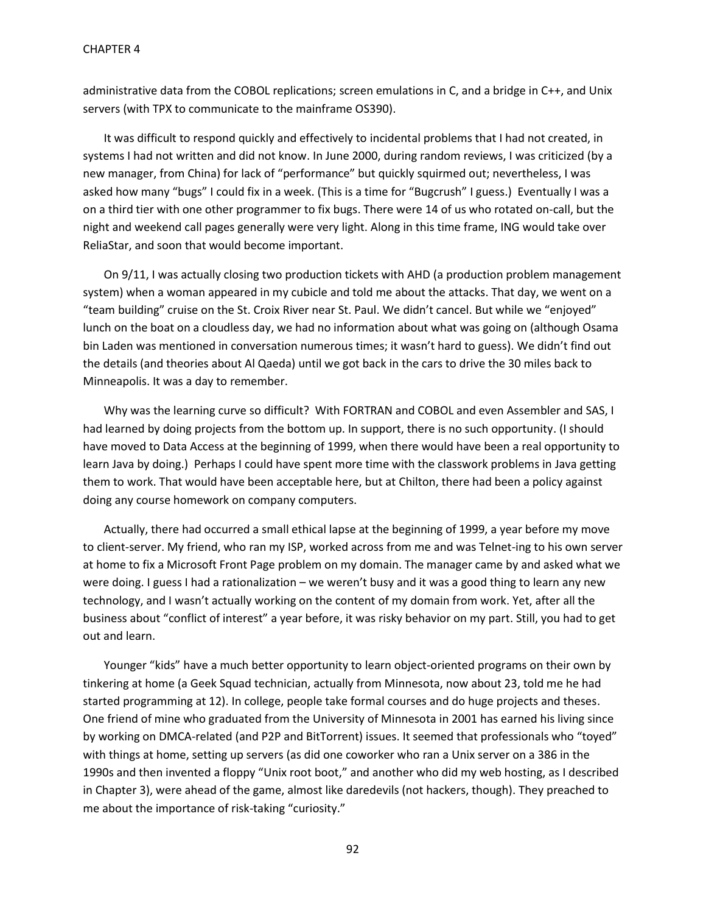administrative data from the COBOL replications; screen emulations in C, and a bridge in C++, and Unix servers (with TPX to communicate to the mainframe OS390).

It was difficult to respond quickly and effectively to incidental problems that I had not created, in systems I had not written and did not know. In June 2000, during random reviews, I was criticized (by a new manager, from China) for lack of "performance" but quickly squirmed out; nevertheless, I was asked how many "bugs" I could fix in a week. (This is a time for "Bugcrush" I guess.) Eventually I was a on a third tier with one other programmer to fix bugs. There were 14 of us who rotated on-call, but the night and weekend call pages generally were very light. Along in this time frame, ING would take over ReliaStar, and soon that would become important.

On 9/11, I was actually closing two production tickets with AHD (a production problem management system) when a woman appeared in my cubicle and told me about the attacks. That day, we went on a "team building" cruise on the St. Croix River near St. Paul. We didn't cancel. But while we "enjoyed" lunch on the boat on a cloudless day, we had no information about what was going on (although Osama bin Laden was mentioned in conversation numerous times; it wasn't hard to guess). We didn't find out the details (and theories about Al Qaeda) until we got back in the cars to drive the 30 miles back to Minneapolis. It was a day to remember.

Why was the learning curve so difficult? With FORTRAN and COBOL and even Assembler and SAS, I had learned by doing projects from the bottom up. In support, there is no such opportunity. (I should have moved to Data Access at the beginning of 1999, when there would have been a real opportunity to learn Java by doing.) Perhaps I could have spent more time with the classwork problems in Java getting them to work. That would have been acceptable here, but at Chilton, there had been a policy against doing any course homework on company computers.

Actually, there had occurred a small ethical lapse at the beginning of 1999, a year before my move to client-server. My friend, who ran my ISP, worked across from me and was Telnet-ing to his own server at home to fix a Microsoft Front Page problem on my domain. The manager came by and asked what we were doing. I guess I had a rationalization – we weren't busy and it was a good thing to learn any new technology, and I wasn't actually working on the content of my domain from work. Yet, after all the business about "conflict of interest" a year before, it was risky behavior on my part. Still, you had to get out and learn.

Younger "kids" have a much better opportunity to learn object-oriented programs on their own by tinkering at home (a Geek Squad technician, actually from Minnesota, now about 23, told me he had started programming at 12). In college, people take formal courses and do huge projects and theses. One friend of mine who graduated from the University of Minnesota in 2001 has earned his living since by working on DMCA-related (and P2P and BitTorrent) issues. It seemed that professionals who "toyed" with things at home, setting up servers (as did one coworker who ran a Unix server on a 386 in the 1990s and then invented a floppy "Unix root boot," and another who did my web hosting, as I described in Chapter 3), were ahead of the game, almost like daredevils (not hackers, though). They preached to me about the importance of risk-taking "curiosity."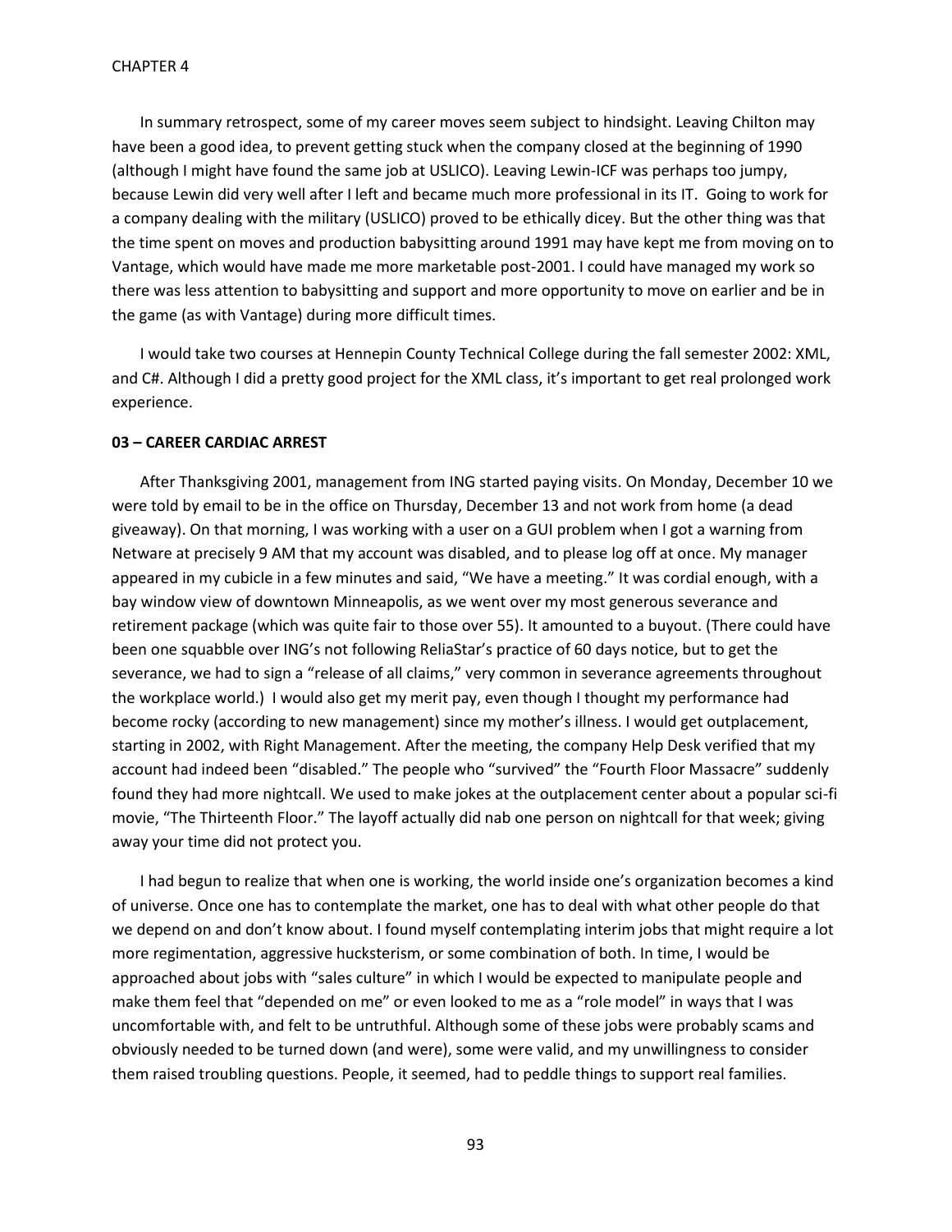In summary retrospect, some of my career moves seem subject to hindsight. Leaving Chilton may have been a good idea, to prevent getting stuck when the company closed at the beginning of 1990 (although I might have found the same job at USLICO). Leaving Lewin-ICF was perhaps too jumpy, because Lewin did very well after I left and became much more professional in its IT. Going to work for a company dealing with the military (USLICO) proved to be ethically dicey. But the other thing was that the time spent on moves and production babysitting around 1991 may have kept me from moving on to Vantage, which would have made me more marketable post-2001. I could have managed my work so there was less attention to babysitting and support and more opportunity to move on earlier and be in the game (as with Vantage) during more difficult times.

I would take two courses at Hennepin County Technical College during the fall semester 2002: XML, and C#. Although I did a pretty good project for the XML class, it's important to get real prolonged work experience.

**03 – CAREER CARDIAC ARREST**

After Thanksgiving 2001, management from ING started paying visits. On Monday, December 10 we were told by email to be in the office on Thursday, December 13 and not work from home (a dead giveaway). On that morning, I was working with a user on a GUI problem when I got a warning from Netware at precisely 9 AM that my account was disabled, and to please log off at once. My manager appeared in my cubicle in a few minutes and said, "We have a meeting." It was cordial enough, with a bay window view of downtown Minneapolis, as we went over my most generous severance and retirement package (which was quite fair to those over 55). It amounted to a buyout. (There could have been one squabble over ING's not following ReliaStar's practice of 60 days notice, but to get the severance, we had to sign a "release of all claims," very common in severance agreements throughout the workplace world.) I would also get my merit pay, even though I thought my performance had become rocky (according to new management) since my mother's illness. I would get outplacement, starting in 2002, with Right Management. After the meeting, the company Help Desk verified that my account had indeed been "disabled." The people who "survived" the "Fourth Floor Massacre" suddenly found they had more nightcall. We used to make jokes at the outplacement center about a popular sci-fi movie, "The Thirteenth Floor." The layoff actually did nab one person on nightcall for that week; giving away your time did not protect you.

I had begun to realize that when one is working, the world inside one's organization becomes a kind of universe. Once one has to contemplate the market, one has to deal with what other people do that we depend on and don't know about. I found myself contemplating interim jobs that might require a lot more regimentation, aggressive hucksterism, or some combination of both. In time, I would be approached about jobs with "sales culture" in which I would be expected to manipulate people and make them feel that "depended on me" or even looked to me as a "role model" in ways that I was uncomfortable with, and felt to be untruthful. Although some of these jobs were probably scams and obviously needed to be turned down (and were), some were valid, and my unwillingness to consider them raised troubling questions. People, it seemed, had to peddle things to support real families.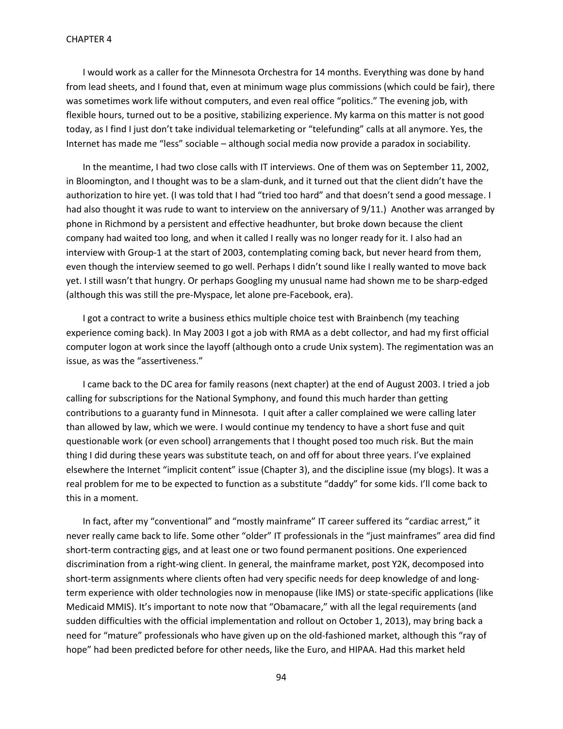I would work as a caller for the Minnesota Orchestra for 14 months. Everything was done by hand from lead sheets, and I found that, even at minimum wage plus commissions (which could be fair), there was sometimes work life without computers, and even real office "politics." The evening job, with flexible hours, turned out to be a positive, stabilizing experience. My karma on this matter is not good today, as I find I just don't take individual telemarketing or "telefunding" calls at all anymore. Yes, the Internet has made me "less" sociable – although social media now provide a paradox in sociability.

In the meantime, I had two close calls with IT interviews. One of them was on September 11, 2002, in Bloomington, and I thought was to be a slam-dunk, and it turned out that the client didn't have the authorization to hire yet. (I was told that I had "tried too hard" and that doesn't send a good message. I had also thought it was rude to want to interview on the anniversary of 9/11.) Another was arranged by phone in Richmond by a persistent and effective headhunter, but broke down because the client company had waited too long, and when it called I really was no longer ready for it. I also had an interview with Group-1 at the start of 2003, contemplating coming back, but never heard from them, even though the interview seemed to go well. Perhaps I didn't sound like I really wanted to move back yet. I still wasn't that hungry. Or perhaps Googling my unusual name had shown me to be sharp-edged (although this was still the pre-Myspace, let alone pre-Facebook, era).

I got a contract to write a business ethics multiple choice test with Brainbench (my teaching experience coming back). In May 2003 I got a job with RMA as a debt collector, and had my first official computer logon at work since the layoff (although onto a crude Unix system). The regimentation was an issue, as was the "assertiveness."

I came back to the DC area for family reasons (next chapter) at the end of August 2003. I tried a job calling for subscriptions for the National Symphony, and found this much harder than getting contributions to a guaranty fund in Minnesota. I quit after a caller complained we were calling later than allowed by law, which we were. I would continue my tendency to have a short fuse and quit questionable work (or even school) arrangements that I thought posed too much risk. But the main thing I did during these years was substitute teach, on and off for about three years. I've explained elsewhere the Internet "implicit content" issue (Chapter 3), and the discipline issue (my blogs). It was a real problem for me to be expected to function as a substitute "daddy" for some kids. I'll come back to this in a moment.

In fact, after my "conventional" and "mostly mainframe" IT career suffered its "cardiac arrest," it never really came back to life. Some other "older" IT professionals in the "just mainframes" area did find short-term contracting gigs, and at least one or two found permanent positions. One experienced discrimination from a right-wing client. In general, the mainframe market, post Y2K, decomposed into short-term assignments where clients often had very specific needs for deep knowledge of and long-term experience with older technologies now in menopause (like IMS) or state-specific applications (like Medicaid MMIS). It's important to note now that "Obamacare," with all the legal requirements (and sudden difficulties with the official implementation and rollout on October 1, 2013), may bring back a need for "mature" professionals who have given up on the old-fashioned market, although this "ray of hope" had been predicted before for other needs, like the Euro, and HIPAA. Had this market held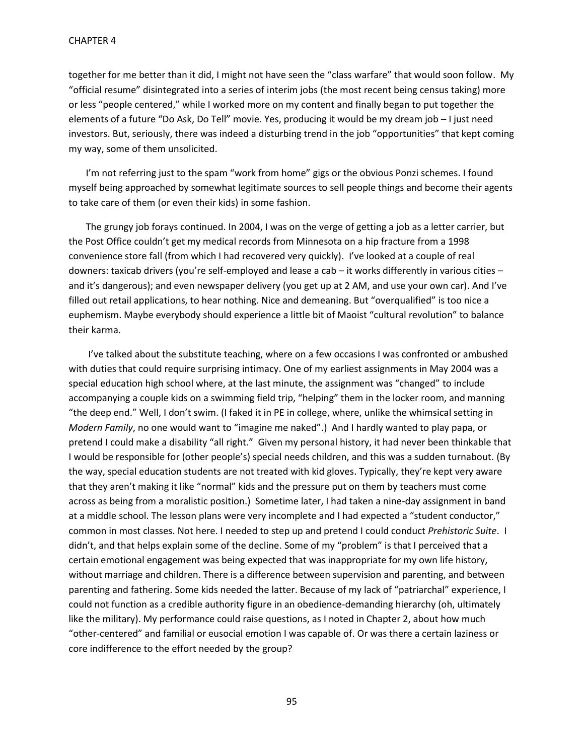together for me better than it did, I might not have seen the "class warfare" that would soon follow. My "official resume" disintegrated into a series of interim jobs (the most recent being census taking) more or less "people centered," while I worked more on my content and finally began to put together the elements of a future "Do Ask, Do Tell" movie. Yes, producing it would be my dream job – I just need investors. But, seriously, there was indeed a disturbing trend in the job "opportunities" that kept coming my way, some of them unsolicited.

I'm not referring just to the spam "work from home" gigs or the obvious Ponzi schemes. I found myself being approached by somewhat legitimate sources to sell people things and become their agents to take care of them (or even their kids) in some fashion.

The grungy job forays continued. In 2004, I was on the verge of getting a job as a letter carrier, but the Post Office couldn't get my medical records from Minnesota on a hip fracture from a 1998 convenience store fall (from which I had recovered very quickly). I've looked at a couple of real downers: taxicab drivers (you're self-employed and lease a cab – it works differently in various cities – and it's dangerous); and even newspaper delivery (you get up at 2 AM, and use your own car). And I've filled out retail applications, to hear nothing. Nice and demeaning. But "overqualified" is too nice a euphemism. Maybe everybody should experience a little bit of Maoist "cultural revolution" to balance their karma.

I've talked about the substitute teaching, where on a few occasions I was confronted or ambushed with duties that could require surprising intimacy. One of my earliest assignments in May 2004 was a special education high school where, at the last minute, the assignment was "changed" to include accompanying a couple kids on a swimming field trip, "helping" them in the locker room, and manning "the deep end." Well, I don't swim. (I faked it in PE in college, where, unlike the whimsical setting in *Modern Family*, no one would want to "imagine me naked".) And I hardly wanted to play papa, or pretend I could make a disability "all right." Given my personal history, it had never been thinkable that I would be responsible for (other people's) special needs children, and this was a sudden turnabout. (By the way, special education students are not treated with kid gloves. Typically, they're kept very aware that they aren't making it like "normal" kids and the pressure put on them by teachers must come across as being from a moralistic position.) Sometime later, I had taken a nine-day assignment in band at a middle school. The lesson plans were very incomplete and I had expected a "student conductor," common in most classes. Not here. I needed to step up and pretend I could conduct *Prehistoric Suite*. I didn't, and that helps explain some of the decline. Some of my "problem" is that I perceived that a certain emotional engagement was being expected that was inappropriate for my own life history, without marriage and children. There is a difference between supervision and parenting, and between parenting and fathering. Some kids needed the latter. Because of my lack of "patriarchal" experience, I could not function as a credible authority figure in an obedience-demanding hierarchy (oh, ultimately like the military). My performance could raise questions, as I noted in Chapter 2, about how much "other-centered" and familial or eusocial emotion I was capable of. Or was there a certain laziness or core indifference to the effort needed by the group?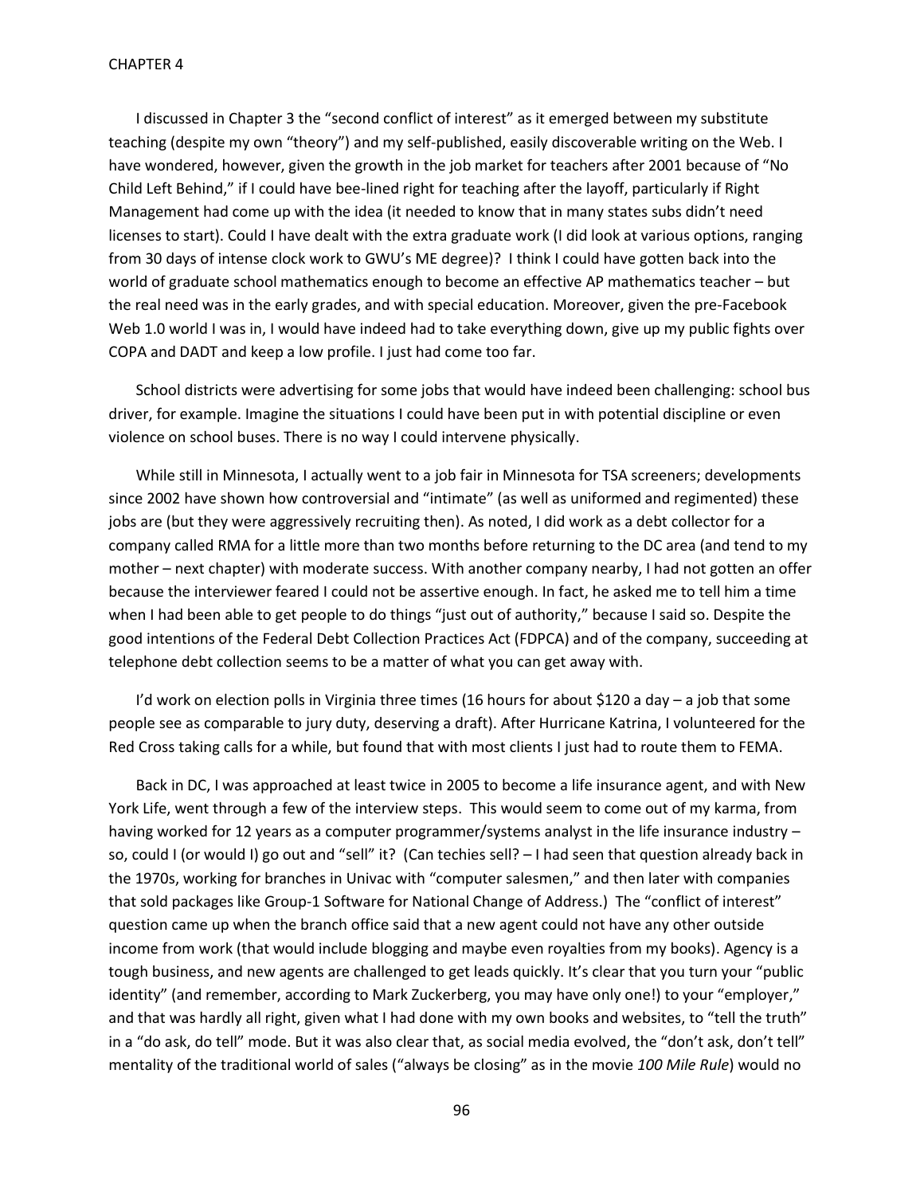I discussed in Chapter 3 the "second conflict of interest" as it emerged between my substitute teaching (despite my own "theory") and my self-published, easily discoverable writing on the Web. I have wondered, however, given the growth in the job market for teachers after 2001 because of "No Child Left Behind," if I could have bee-lined right for teaching after the layoff, particularly if Right Management had come up with the idea (it needed to know that in many states subs didn't need licenses to start). Could I have dealt with the extra graduate work (I did look at various options, ranging from 30 days of intense clock work to GWU's ME degree)? I think I could have gotten back into the world of graduate school mathematics enough to become an effective AP mathematics teacher – but the real need was in the early grades, and with special education. Moreover, given the pre-Facebook Web 1.0 world I was in, I would have indeed had to take everything down, give up my public fights over COPA and DADT and keep a low profile. I just had come too far.

School districts were advertising for some jobs that would have indeed been challenging: school bus driver, for example. Imagine the situations I could have been put in with potential discipline or even violence on school buses. There is no way I could intervene physically.

While still in Minnesota, I actually went to a job fair in Minnesota for TSA screeners; developments since 2002 have shown how controversial and "intimate" (as well as uniformed and regimented) these jobs are (but they were aggressively recruiting then). As noted, I did work as a debt collector for a company called RMA for a little more than two months before returning to the DC area (and tend to my mother – next chapter) with moderate success. With another company nearby, I had not gotten an offer because the interviewer feared I could not be assertive enough. In fact, he asked me to tell him a time when I had been able to get people to do things "just out of authority," because I said so. Despite the good intentions of the Federal Debt Collection Practices Act (FDPCA) and of the company, succeeding at telephone debt collection seems to be a matter of what you can get away with.

I'd work on election polls in Virginia three times (16 hours for about $120 a day – a job that some people see as comparable to jury duty, deserving a draft). After Hurricane Katrina, I volunteered for the Red Cross taking calls for a while, but found that with most clients I just had to route them to FEMA.

Back in DC, I was approached at least twice in 2005 to become a life insurance agent, and with New York Life, went through a few of the interview steps. This would seem to come out of my karma, from having worked for 12 years as a computer programmer/systems analyst in the life insurance industry – so, could I (or would I) go out and "sell" it? (Can techies sell? – I had seen that question already back in the 1970s, working for branches in Univac with "computer salesmen," and then later with companies that sold packages like Group-1 Software for National Change of Address.) The "conflict of interest" question came up when the branch office said that a new agent could not have any other outside income from work (that would include blogging and maybe even royalties from my books). Agency is a tough business, and new agents are challenged to get leads quickly. It's clear that you turn your "public identity" (and remember, according to Mark Zuckerberg, you may have only one!) to your "employer," and that was hardly all right, given what I had done with my own books and websites, to "tell the truth" in a "do ask, do tell" mode. But it was also clear that, as social media evolved, the "don't ask, don't tell" mentality of the traditional world of sales ("always be closing" as in the movie *100 Mile Rule*) would no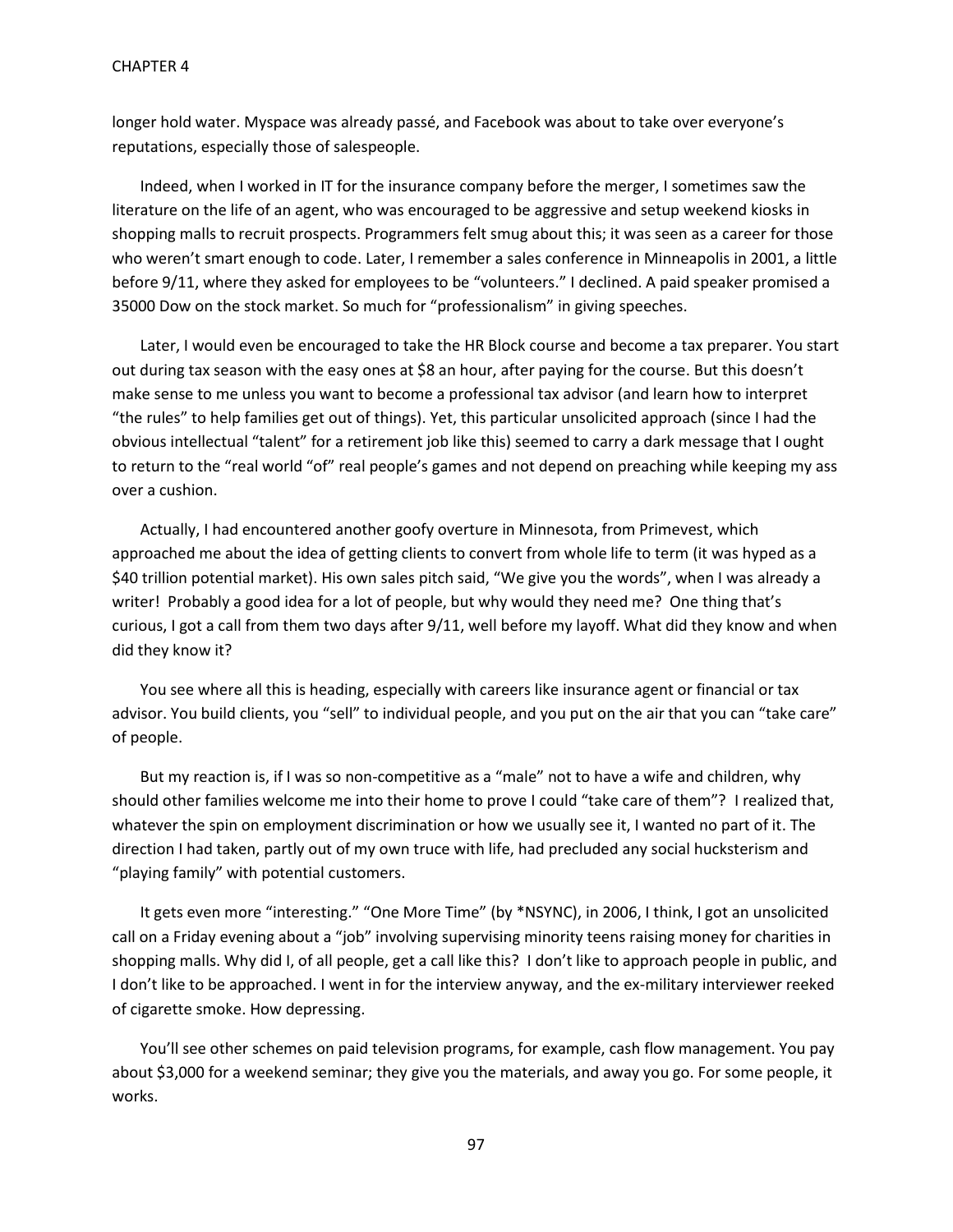longer hold water. Myspace was already passé, and Facebook was about to take over everyone's reputations, especially those of salespeople.

Indeed, when I worked in IT for the insurance company before the merger, I sometimes saw the literature on the life of an agent, who was encouraged to be aggressive and setup weekend kiosks in shopping malls to recruit prospects. Programmers felt smug about this; it was seen as a career for those who weren't smart enough to code. Later, I remember a sales conference in Minneapolis in 2001, a little before 9/11, where they asked for employees to be "volunteers." I declined. A paid speaker promised a 35000 Dow on the stock market. So much for "professionalism" in giving speeches.

Later, I would even be encouraged to take the HR Block course and become a tax preparer. You start out during tax season with the easy ones at $8 an hour, after paying for the course. But this doesn't make sense to me unless you want to become a professional tax advisor (and learn how to interpret "the rules" to help families get out of things). Yet, this particular unsolicited approach (since I had the obvious intellectual "talent" for a retirement job like this) seemed to carry a dark message that I ought to return to the "real world "of" real people's games and not depend on preaching while keeping my ass over a cushion.

Actually, I had encountered another goofy overture in Minnesota, from Primevest, which approached me about the idea of getting clients to convert from whole life to term (it was hyped as a $40 trillion potential market). His own sales pitch said, "We give you the words", when I was already a writer! Probably a good idea for a lot of people, but why would they need me? One thing that's curious, I got a call from them two days after 9/11, well before my layoff. What did they know and when did they know it?

You see where all this is heading, especially with careers like insurance agent or financial or tax advisor. You build clients, you "sell" to individual people, and you put on the air that you can "take care" of people.

But my reaction is, if I was so non-competitive as a "male" not to have a wife and children, why should other families welcome me into their home to prove I could "take care of them"? I realized that, whatever the spin on employment discrimination or how we usually see it, I wanted no part of it. The direction I had taken, partly out of my own truce with life, had precluded any social hucksterism and "playing family" with potential customers.

It gets even more "interesting." "One More Time" (by *NSYNC), in 2006, I think, I got an unsolicited call on a Friday evening about a "job" involving supervising minority teens raising money for charities in shopping malls. Why did I, of all people, get a call like this? I don't like to approach people in public, and I don't like to be approached. I went in for the interview anyway, and the ex-military interviewer reeked of cigarette smoke. How depressing.

You'll see other schemes on paid television programs, for example, cash flow management. You pay about $3,000 for a weekend seminar; they give you the materials, and away you go. For some people, it works.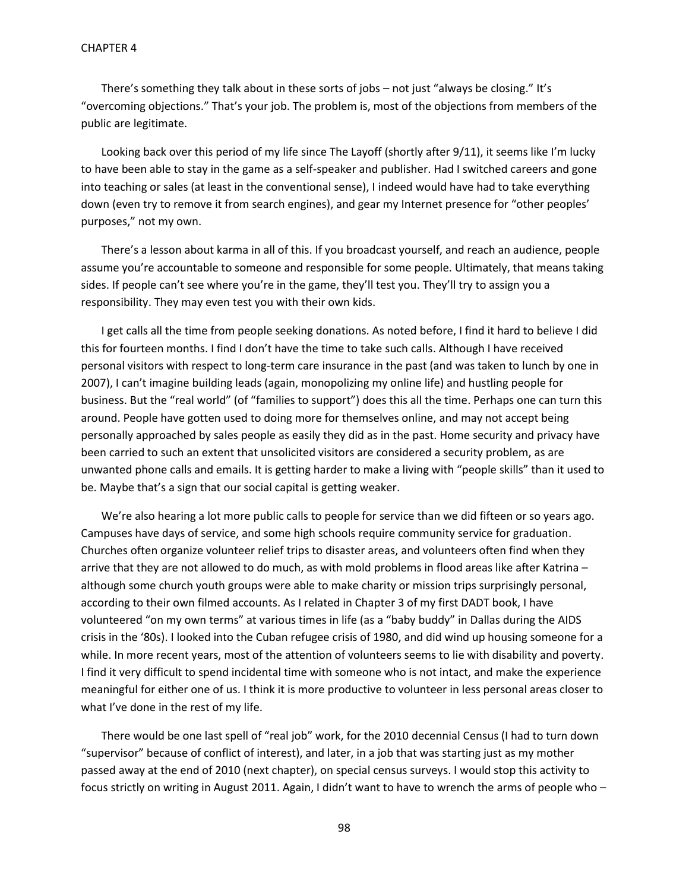There's something they talk about in these sorts of jobs – not just "always be closing." It's "overcoming objections." That's your job. The problem is, most of the objections from members of the public are legitimate.

Looking back over this period of my life since The Layoff (shortly after 9/11), it seems like I'm lucky to have been able to stay in the game as a self-speaker and publisher. Had I switched careers and gone into teaching or sales (at least in the conventional sense), I indeed would have had to take everything down (even try to remove it from search engines), and gear my Internet presence for "other peoples' purposes," not my own.

There's a lesson about karma in all of this. If you broadcast yourself, and reach an audience, people assume you're accountable to someone and responsible for some people. Ultimately, that means taking sides. If people can't see where you're in the game, they'll test you. They'll try to assign you a responsibility. They may even test you with their own kids.

I get calls all the time from people seeking donations. As noted before, I find it hard to believe I did this for fourteen months. I find I don't have the time to take such calls. Although I have received personal visitors with respect to long-term care insurance in the past (and was taken to lunch by one in 2007), I can't imagine building leads (again, monopolizing my online life) and hustling people for business. But the "real world" (of "families to support") does this all the time. Perhaps one can turn this around. People have gotten used to doing more for themselves online, and may not accept being personally approached by sales people as easily they did as in the past. Home security and privacy have been carried to such an extent that unsolicited visitors are considered a security problem, as are unwanted phone calls and emails. It is getting harder to make a living with "people skills" than it used to be. Maybe that's a sign that our social capital is getting weaker.

We're also hearing a lot more public calls to people for service than we did fifteen or so years ago. Campuses have days of service, and some high schools require community service for graduation. Churches often organize volunteer relief trips to disaster areas, and volunteers often find when they arrive that they are not allowed to do much, as with mold problems in flood areas like after Katrina – although some church youth groups were able to make charity or mission trips surprisingly personal, according to their own filmed accounts. As I related in Chapter 3 of my first DADT book, I have volunteered "on my own terms" at various times in life (as a "baby buddy" in Dallas during the AIDS crisis in the '80s). I looked into the Cuban refugee crisis of 1980, and did wind up housing someone for a while. In more recent years, most of the attention of volunteers seems to lie with disability and poverty. I find it very difficult to spend incidental time with someone who is not intact, and make the experience meaningful for either one of us. I think it is more productive to volunteer in less personal areas closer to what I've done in the rest of my life.

There would be one last spell of "real job" work, for the 2010 decennial Census (I had to turn down "supervisor" because of conflict of interest), and later, in a job that was starting just as my mother passed away at the end of 2010 (next chapter), on special census surveys. I would stop this activity to focus strictly on writing in August 2011. Again, I didn't want to have to wrench the arms of people who –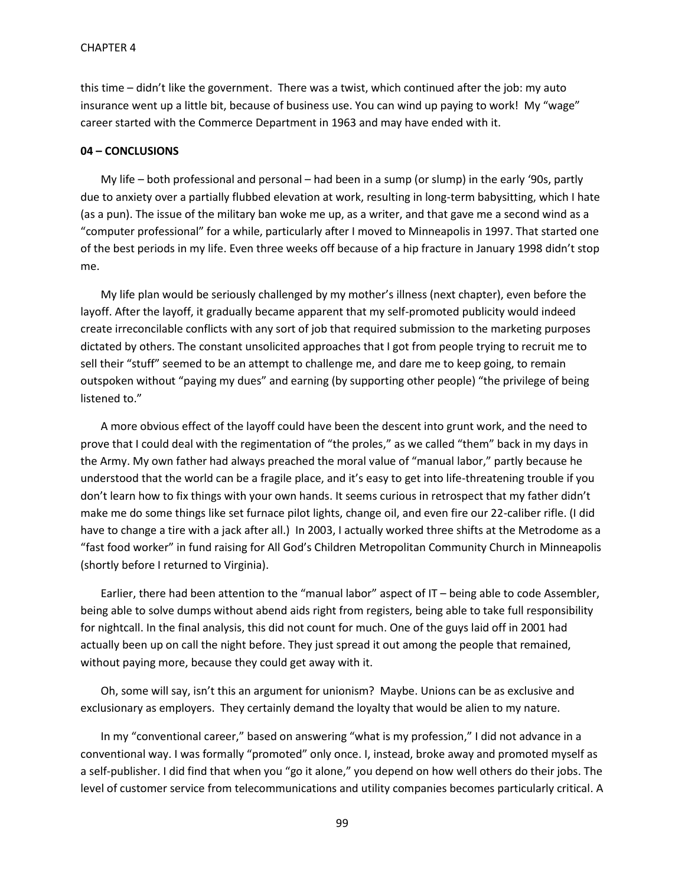this time – didn't like the government. There was a twist, which continued after the job: my auto insurance went up a little bit, because of business use. You can wind up paying to work! My "wage" career started with the Commerce Department in 1963 and may have ended with it.

**04 – CONCLUSIONS**

My life – both professional and personal – had been in a sump (or slump) in the early '90s, partly due to anxiety over a partially flubbed elevation at work, resulting in long-term babysitting, which I hate (as a pun). The issue of the military ban woke me up, as a writer, and that gave me a second wind as a "computer professional" for a while, particularly after I moved to Minneapolis in 1997. That started one of the best periods in my life. Even three weeks off because of a hip fracture in January 1998 didn't stop me.

My life plan would be seriously challenged by my mother's illness (next chapter), even before the layoff. After the layoff, it gradually became apparent that my self-promoted publicity would indeed create irreconcilable conflicts with any sort of job that required submission to the marketing purposes dictated by others. The constant unsolicited approaches that I got from people trying to recruit me to sell their "stuff" seemed to be an attempt to challenge me, and dare me to keep going, to remain outspoken without "paying my dues" and earning (by supporting other people) "the privilege of being listened to."

A more obvious effect of the layoff could have been the descent into grunt work, and the need to prove that I could deal with the regimentation of "the proles," as we called "them" back in my days in the Army. My own father had always preached the moral value of "manual labor," partly because he understood that the world can be a fragile place, and it's easy to get into life-threatening trouble if you don't learn how to fix things with your own hands. It seems curious in retrospect that my father didn't make me do some things like set furnace pilot lights, change oil, and even fire our 22-caliber rifle. (I did have to change a tire with a jack after all.) In 2003, I actually worked three shifts at the Metrodome as a "fast food worker" in fund raising for All God's Children Metropolitan Community Church in Minneapolis (shortly before I returned to Virginia).

Earlier, there had been attention to the "manual labor" aspect of IT – being able to code Assembler, being able to solve dumps without abend aids right from registers, being able to take full responsibility for nightcall. In the final analysis, this did not count for much. One of the guys laid off in 2001 had actually been up on call the night before. They just spread it out among the people that remained, without paying more, because they could get away with it.

Oh, some will say, isn't this an argument for unionism? Maybe. Unions can be as exclusive and exclusionary as employers. They certainly demand the loyalty that would be alien to my nature.

In my "conventional career," based on answering "what is my profession," I did not advance in a conventional way. I was formally "promoted" only once. I, instead, broke away and promoted myself as a self-publisher. I did find that when you "go it alone," you depend on how well others do their jobs. The level of customer service from telecommunications and utility companies becomes particularly critical. A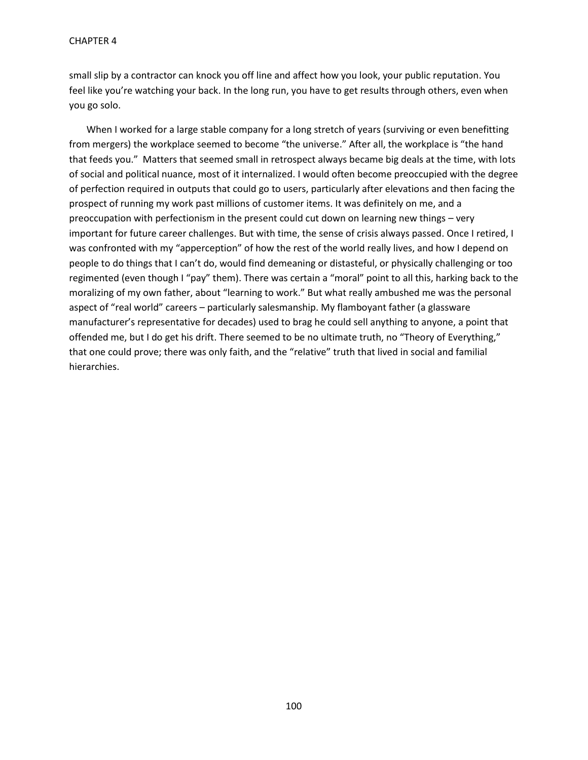small slip by a contractor can knock you off line and affect how you look, your public reputation. You feel like you're watching your back. In the long run, you have to get results through others, even when you go solo.

When I worked for a large stable company for a long stretch of years (surviving or even benefitting from mergers) the workplace seemed to become "the universe." After all, the workplace is "the hand that feeds you." Matters that seemed small in retrospect always became big deals at the time, with lots of social and political nuance, most of it internalized. I would often become preoccupied with the degree of perfection required in outputs that could go to users, particularly after elevations and then facing the prospect of running my work past millions of customer items. It was definitely on me, and a preoccupation with perfectionism in the present could cut down on learning new things – very important for future career challenges. But with time, the sense of crisis always passed. Once I retired, I was confronted with my "apperception" of how the rest of the world really lives, and how I depend on people to do things that I can't do, would find demeaning or distasteful, or physically challenging or too regimented (even though I "pay" them). There was certain a "moral" point to all this, harking back to the moralizing of my own father, about "learning to work." But what really ambushed me was the personal aspect of "real world" careers – particularly salesmanship. My flamboyant father (a glassware manufacturer's representative for decades) used to brag he could sell anything to anyone, a point that offended me, but I do get his drift. There seemed to be no ultimate truth, no "Theory of Everything," that one could prove; there was only faith, and the "relative" truth that lived in social and familial hierarchies.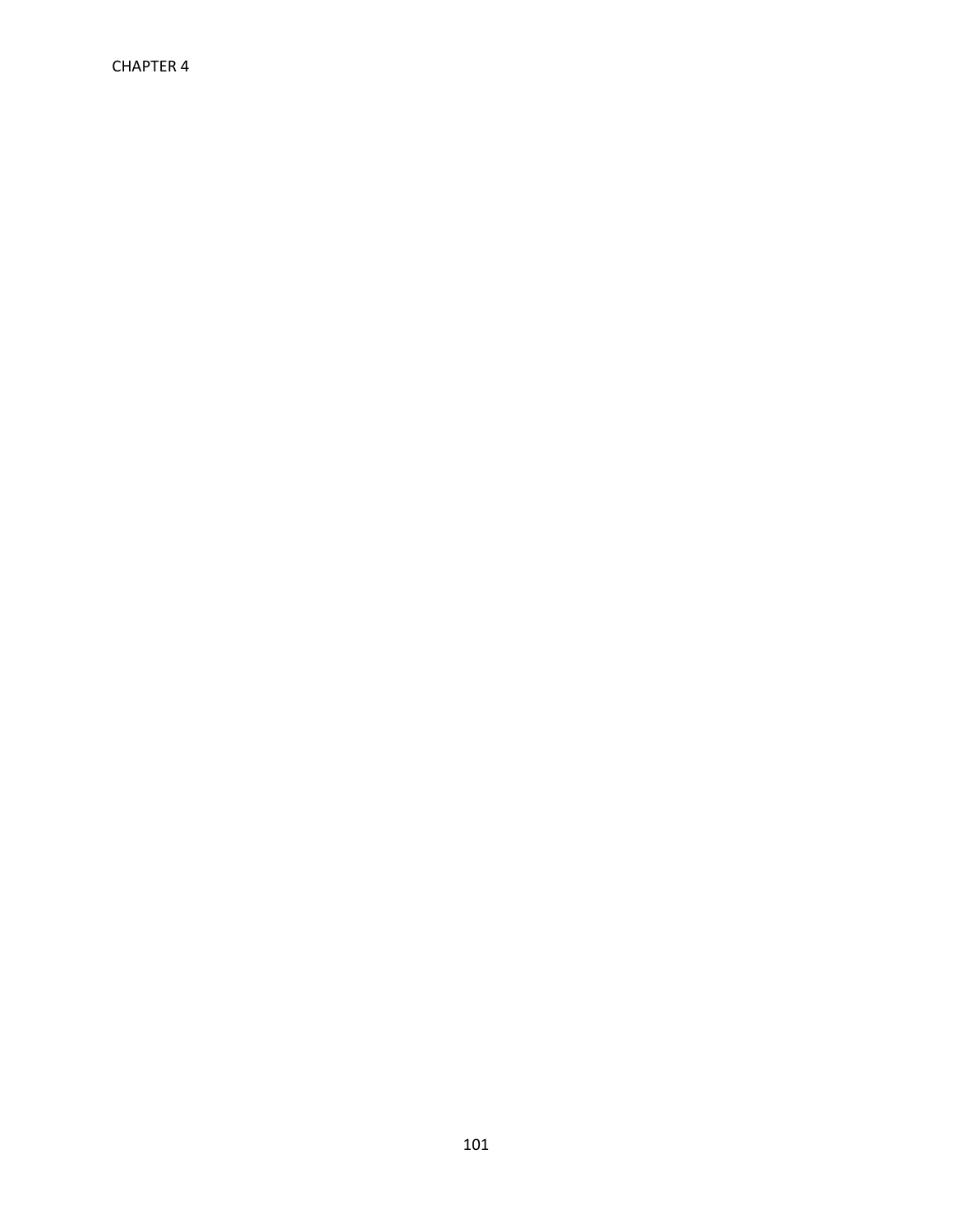CHAPTER 4